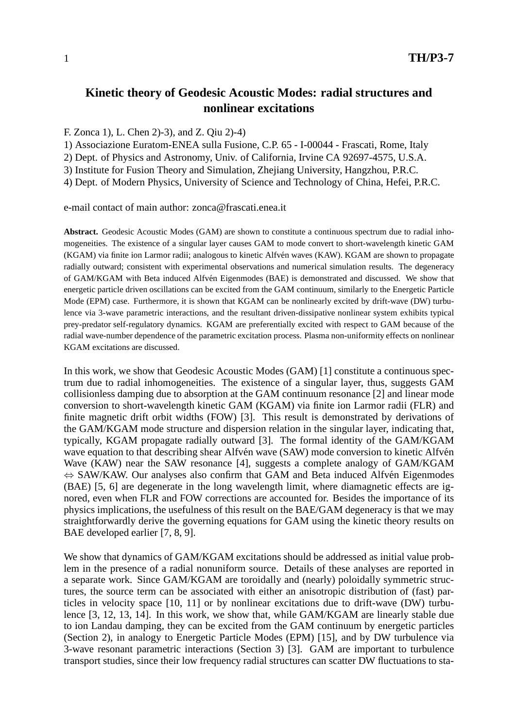# Kinetic theory of Geodesic Acoustic Modes: radial structures and nonlinear excitations

F. Zonca 1), L. Chen 2)-3), and Z. Qiu 2)-4)

1) Associazione Euratom-ENEA sulla Fusione, C.P. 65 - I-00044 - Frascati, Rome, Italy

2) Dept. of Physics and Astronomy, Univ. of California, Irvine CA 92697-4575, U.S.A.

3) Institute for Fusion Theory and Simulation, Zhejiang University, Hangzhou, P.R.C.

4) Dept. of Modern Physics, University of Science and Technology of China, Hefei, P.R.C.

e-mail contact of main author: zonca@frascati.enea.it

**Abstract.** Geodesic Acoustic Modes (GAM) are shown to constitute a continuous spectrum due to radial inhomogeneities. The existence of a singular layer causes GAM to mode convert to short-wavelength kinetic GAM (KGAM) via finite ion Larmor radii; analogous to kinetic Alfvén waves (KAW). KGAM are shown to propagate radially outward; consistent with experimental observations and numerical simulation results. The degeneracy of GAM/KGAM with Beta induced Alfvén Eigenmodes (BAE) is demonstrated and discussed. We show that energetic particle driven oscillations can be excited from the GAM continuum, similarly to the Energetic Particle Mode (EPM) case. Furthermore, it is shown that KGAM can be nonlinearly excited by drift-wave (DW) turbulence via 3-wave parametric interactions, and the resultant driven-dissipative nonlinear system exhibits typical prey-predator self-regulatory dynamics. KGAM are preferentially excited with respect to GAM because of the radial wave-number dependence of the parametric excitation process. Plasma non-uniformity effects on nonlinear KGAM excitations are discussed.

In this work, we show that Geodesic Acoustic Modes (GAM) [1] constitute a continuous spectrum due to radial inhomogeneities. The existence of a singular layer, thus, suggests GAM collisionless damping due to absorption at the GAM continuum resonance [2] and linear mode conversion to short-wavelength kinetic GAM (KGAM) via finite ion Larmor radii (FLR) and finite magnetic drift orbit widths (FOW) [3]. This result is demonstrated by derivations of the GAM/KGAM mode structure and dispersion relation in the singular layer, indicating that, typically, KGAM propagate radially outward [3]. The formal identity of the GAM/KGAM wave equation to that describing shear Alfvén wave (SAW) mode conversion to kinetic Alfvén Wave (KAW) near the SAW resonance [4], suggests a complete analogy of GAM/KGAM $\Leftrightarrow$ SAW/KAW. Our analyses also confirm that GAM and Beta induced Alfvén Eigenmodes (BAE) [5, 6] are degenerate in the long wavelength limit, where diamagnetic effects are ignored, even when FLR and FOW corrections are accounted for. Besides the importance of its physics implications, the usefulness of this result on the BAE/GAM degeneracy is that we may straightforwardly derive the governing equations for GAM using the kinetic theory results on BAE developed earlier [7, 8, 9].

We show that dynamics of GAM/KGAM excitations should be addressed as initial value problem in the presence of a radial nonuniform source. Details of these analyses are reported in a separate work. Since GAM/KGAM are toroidally and (nearly) poloidally symmetric structures, the source term can be associated with either an anisotropic distribution of (fast) particles in velocity space [10, 11] or by nonlinear excitations due to drift-wave (DW) turbulence [3, 12, 13, 14]. In this work, we show that, while GAM/KGAM are linearly stable due to ion Landau damping, they can be excited from the GAM continuum by energetic particles (Section 2), in analogy to Energetic Particle Modes (EPM) [15], and by DW turbulence via 3-wave resonant parametric interactions (Section 3) [3]. GAM are important to turbulence transport studies, since their low frequency radial structures can scatter DW fluctuations to sta-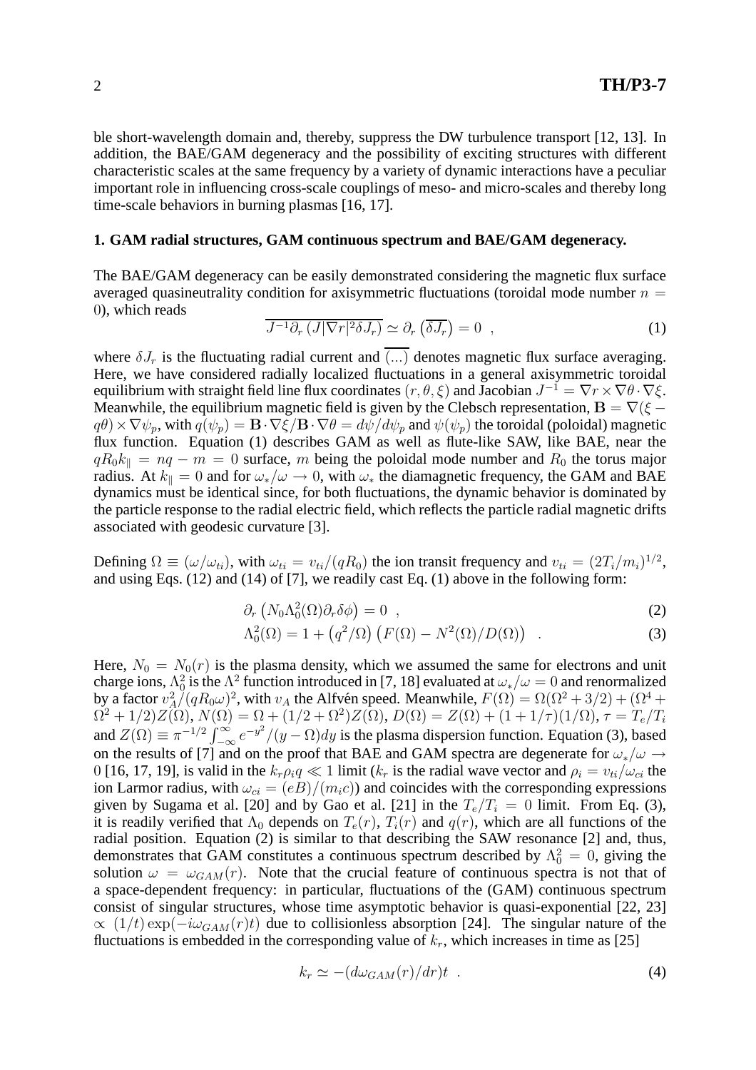ble short-wavelength domain and, thereby, suppress the DW turbulence transport [12, 13]. In addition, the BAE/GAM degeneracy and the possibility of exciting structures with different characteristic scales at the same frequency by a variety of dynamic interactions have a peculiar important role in influencing cross-scale couplings of meso- and micro-scales and thereby long time-scale behaviors in burning plasmas [16, 17].

**1. GAM radial structures, GAM continuous spectrum and BAE/GAM degeneracy.**

The BAE/GAM degeneracy can be easily demonstrated considering the magnetic flux surface averaged quasineutrality condition for axisymmetric fluctuations (toroidal mode number $n = 0$), which reads

$$\overline{J^{-1}\partial_r \left(J|\nabla r|^2 \delta J_r\right)} \simeq \partial_r \left(\overline{\delta J_r}\right) = 0 \ , \tag{1}$$

where $\delta J_r$ is the fluctuating radial current and $\overline{(...)}$ denotes magnetic flux surface averaging. Here, we have considered radially localized fluctuations in a general axisymmetric toroidal equilibrium with straight field line flux coordinates $(r, \theta, \xi)$ and Jacobian $J^{-1} = \nabla r \times \nabla\theta \cdot \nabla\xi$. Meanwhile, the equilibrium magnetic field is given by the Clebsch representation, $\mathbf{B} = \nabla(\xi - q\theta) \times \nabla\psi_p$, with $q(\psi_p) = \mathbf{B}\cdot\nabla\xi/\mathbf{B}\cdot\nabla\theta = d\psi/d\psi_p$ and $\psi(\psi_p)$ the toroidal (poloidal) magnetic flux function. Equation (1) describes GAM as well as flute-like SAW, like BAE, near the $qR_0 k_\parallel = nq - m = 0$ surface, $m$ being the poloidal mode number and $R_0$ the torus major radius. At $k_\parallel = 0$ and for $\omega_*/\omega \to 0$, with $\omega_*$ the diamagnetic frequency, the GAM and BAE dynamics must be identical since, for both fluctuations, the dynamic behavior is dominated by the particle response to the radial electric field, which reflects the particle radial magnetic drifts associated with geodesic curvature [3].

Defining $\Omega \equiv (\omega/\omega_{ti})$, with $\omega_{ti} = v_{ti}/(qR_0)$ the ion transit frequency and $v_{ti} = (2T_i/m_i)^{1/2}$, and using Eqs. (12) and (14) of [7], we readily cast Eq. (1) above in the following form:

$$\partial_r \left(N_0 \Lambda_0^2(\Omega) \partial_r \delta\phi\right) = 0 \ , \tag{2}$$

$$\Lambda_0^2(\Omega) = 1 + \left(q^2/\Omega\right)\left(F(\Omega) - N^2(\Omega)/D(\Omega)\right) \ . \tag{3}$$

Here, $N_0 = N_0(r)$ is the plasma density, which we assumed the same for electrons and unit charge ions, $\Lambda_0^2$ is the $\Lambda^2$ function introduced in [7, 18] evaluated at $\omega_*/\omega = 0$ and renormalized by a factor $v_A^2/(qR_0\omega)^2$, with $v_A$ the Alfvén speed. Meanwhile, $F(\Omega) = \Omega(\Omega^2 + 3/2) + (\Omega^4 + \Omega^2 + 1/2)Z(\Omega)$, $N(\Omega) = \Omega + (1/2 + \Omega^2)Z(\Omega)$, $D(\Omega) = Z(\Omega) + (1 + 1/\tau)(1/\Omega)$, $\tau = T_e/T_i$ and $Z(\Omega) \equiv \pi^{-1/2}\int_{-\infty}^{\infty} e^{-y^2}/(y - \Omega)dy$ is the plasma dispersion function. Equation (3), based on the results of [7] and on the proof that BAE and GAM spectra are degenerate for $\omega_*/\omega \to 0$ [16, 17, 19], is valid in the $k_r\rho_i q \ll 1$ limit ($k_r$ is the radial wave vector and $\rho_i = v_{ti}/\omega_{ci}$ the ion Larmor radius, with $\omega_{ci} = (eB)/(m_i c)$) and coincides with the corresponding expressions given by Sugama et al. [20] and by Gao et al. [21] in the $T_e/T_i = 0$ limit. From Eq. (3), it is readily verified that $\Lambda_0$ depends on $T_e(r)$, $T_i(r)$ and $q(r)$, which are all functions of the radial position. Equation (2) is similar to that describing the SAW resonance [2] and, thus, demonstrates that GAM constitutes a continuous spectrum described by $\Lambda_0^2 = 0$, giving the solution $\omega = \omega_{GAM}(r)$. Note that the crucial feature of continuous spectra is not that of a space-dependent frequency: in particular, fluctuations of the (GAM) continuous spectrum consist of singular structures, whose time asymptotic behavior is quasi-exponential [22, 23] $\propto (1/t)\exp(-i\omega_{GAM}(r)t)$ due to collisionless absorption [24]. The singular nature of the fluctuations is embedded in the corresponding value of $k_r$, which increases in time as [25]

$$k_r \simeq -(d\omega_{GAM}(r)/dr)t \ . \tag{4}$$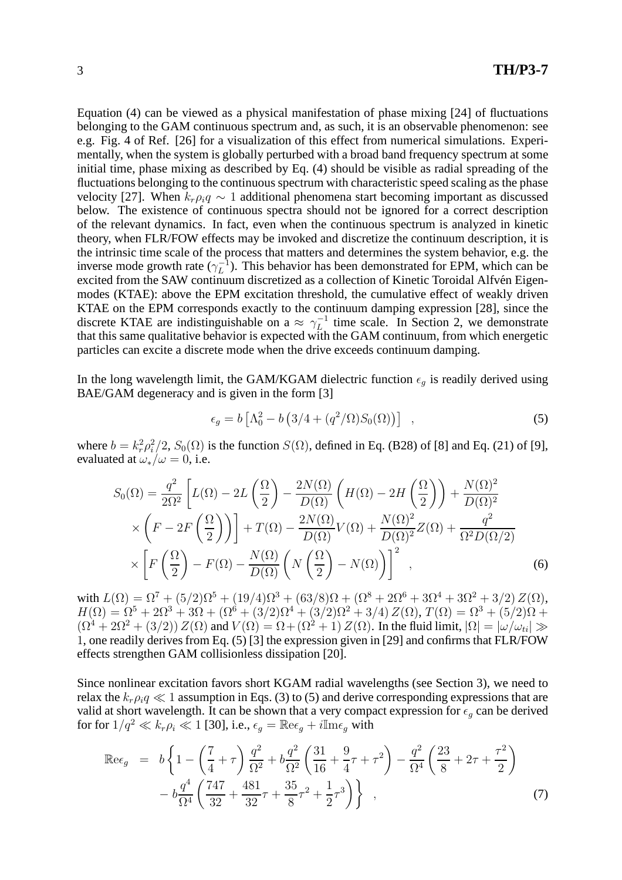Equation (4) can be viewed as a physical manifestation of phase mixing [24] of fluctuations belonging to the GAM continuous spectrum and, as such, it is an observable phenomenon: see e.g. Fig. 4 of Ref. [26] for a visualization of this effect from numerical simulations. Experimentally, when the system is globally perturbed with a broad band frequency spectrum at some initial time, phase mixing as described by Eq. (4) should be visible as radial spreading of the fluctuations belonging to the continuous spectrum with characteristic speed scaling as the phase velocity [27]. When $k_r \rho_i q \sim 1$ additional phenomena start becoming important as discussed below. The existence of continuous spectra should not be ignored for a correct description of the relevant dynamics. In fact, even when the continuous spectrum is analyzed in kinetic theory, when FLR/FOW effects may be invoked and discretize the continuum description, it is the intrinsic time scale of the process that matters and determines the system behavior, e.g. the inverse mode growth rate ($\gamma_L^{-1}$). This behavior has been demonstrated for EPM, which can be excited from the SAW continuum discretized as a collection of Kinetic Toroidal Alfvén Eigenmodes (KTAE): above the EPM excitation threshold, the cumulative effect of weakly driven KTAE on the EPM corresponds exactly to the continuum damping expression [28], since the discrete KTAE are indistinguishable on a $\approx \gamma_L^{-1}$ time scale. In Section 2, we demonstrate that this same qualitative behavior is expected with the GAM continuum, from which energetic particles can excite a discrete mode when the drive exceeds continuum damping.

In the long wavelength limit, the GAM/KGAM dielectric function $\epsilon_g$ is readily derived using BAE/GAM degeneracy and is given in the form [3]

$$\epsilon_g = b\left[\Lambda_0^2 - b\left(3/4 + (q^2/\Omega)S_0(\Omega)\right)\right] \quad , \tag{5}$$

where $b = k_r^2\rho_i^2/2$, $S_0(\Omega)$ is the function $S(\Omega)$, defined in Eq. (B28) of [8] and Eq. (21) of [9], evaluated at $\omega_*/\omega = 0$, i.e.

$$\begin{aligned}
S_0(\Omega) = & \frac{q^2}{2\Omega^2}\left[L(\Omega) - 2L\left(\frac{\Omega}{2}\right) - \frac{2N(\Omega)}{D(\Omega)}\left(H(\Omega) - 2H\left(\frac{\Omega}{2}\right)\right) + \frac{N(\Omega)^2}{D(\Omega)^2}\right. \\
& \left.\times\left(F - 2F\left(\frac{\Omega}{2}\right)\right)\right] + T(\Omega) - \frac{2N(\Omega)}{D(\Omega)}V(\Omega) + \frac{N(\Omega)^2}{D(\Omega)^2}Z(\Omega) + \frac{q^2}{\Omega^2 D(\Omega/2)} \\
& \times\left[F\left(\frac{\Omega}{2}\right) - F(\Omega) - \frac{N(\Omega)}{D(\Omega)}\left(N\left(\frac{\Omega}{2}\right) - N(\Omega)\right)\right]^2 \quad ,
\end{aligned} \tag{6}$$

with $L(\Omega) = \Omega^7 + (5/2)\Omega^5 + (19/4)\Omega^3 + (63/8)\Omega + (\Omega^8 + 2\Omega^6 + 3\Omega^4 + 3\Omega^2 + 3/2)\,Z(\Omega)$, $H(\Omega) = \Omega^5 + 2\Omega^3 + 3\Omega + (\Omega^6 + (3/2)\Omega^4 + (3/2)\Omega^2 + 3/4)\,Z(\Omega)$, $T(\Omega) = \Omega^3 + (5/2)\Omega + (\Omega^4 + 2\Omega^2 + (3/2))\,Z(\Omega)$ and $V(\Omega) = \Omega + (\Omega^2 + 1)\,Z(\Omega)$. In the fluid limit, $|\Omega| = |\omega/\omega_{ti}| \gg 1$, one readily derives from Eq. (5) [3] the expression given in [29] and confirms that FLR/FOW effects strengthen GAM collisionless dissipation [20].

Since nonlinear excitation favors short KGAM radial wavelengths (see Section 3), we need to relax the $k_r\rho_i q \ll 1$ assumption in Eqs. (3) to (5) and derive corresponding expressions that are valid at short wavelength. It can be shown that a very compact expression for $\epsilon_g$ can be derived for for $1/q^2 \ll k_r\rho_i \ll 1$ [30], i.e., $\epsilon_g = \mathbb{R}\mathrm{e}\epsilon_g + i\mathbb{I}\mathrm{m}\epsilon_g$ with

$$\begin{aligned}
\mathbb{R}\mathrm{e}\epsilon_g = & \; b\left\{1 - \left(\frac{7}{4} + \tau\right)\frac{q^2}{\Omega^2} + b\frac{q^2}{\Omega^2}\left(\frac{31}{16} + \frac{9}{4}\tau + \tau^2\right) - \frac{q^2}{\Omega^4}\left(\frac{23}{8} + 2\tau + \frac{\tau^2}{2}\right)\right. \\
& \left. - b\frac{q^4}{\Omega^4}\left(\frac{747}{32} + \frac{481}{32}\tau + \frac{35}{8}\tau^2 + \frac{1}{2}\tau^3\right)\right\} \quad ,
\end{aligned} \tag{7}$$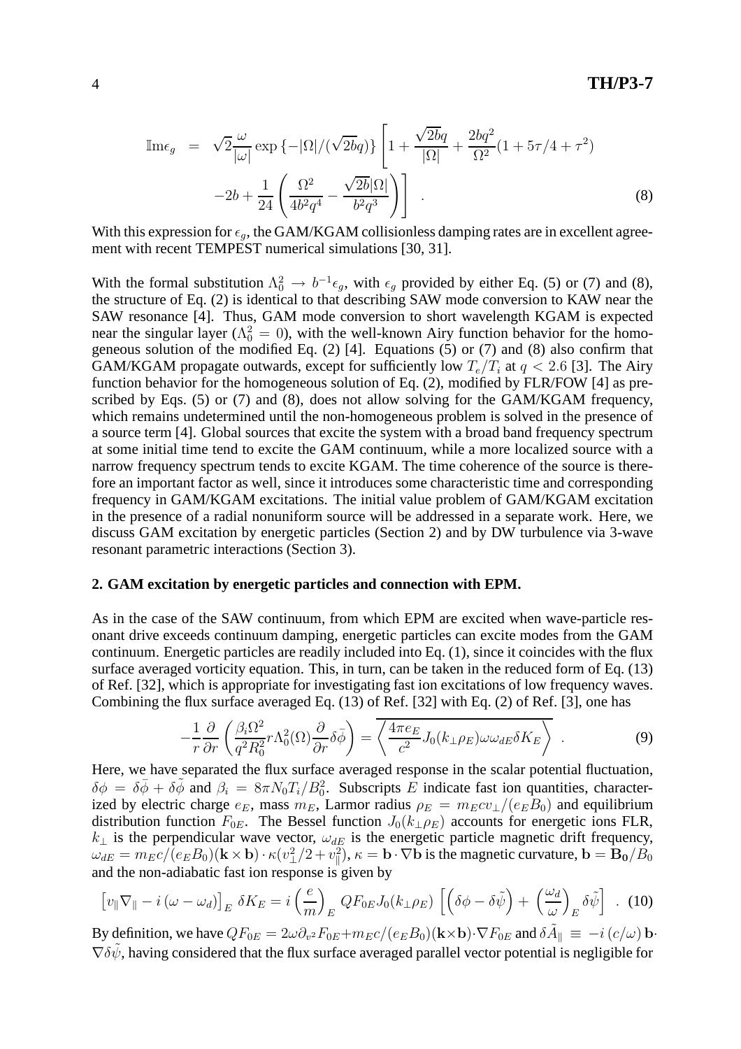$$
\begin{aligned}
\mathbb{I}\mathrm{m}\epsilon_g &= \sqrt{2}\frac{\omega}{|\omega|}\exp\left\{-|\Omega|/(\sqrt{2b}q)\right\}\left[1+\frac{\sqrt{2b}q}{|\Omega|}+\frac{2bq^2}{\Omega^2}(1+5\tau/4+\tau^2)\right.\\
&\left.-2b+\frac{1}{24}\left(\frac{\Omega^2}{4b^2q^4}-\frac{\sqrt{2b}|\Omega|}{b^2q^3}\right)\right] \quad . \qquad (8)
\end{aligned}
$$

With this expression for $\epsilon_g$, the GAM/KGAM collisionless damping rates are in excellent agreement with recent TEMPEST numerical simulations [30, 31].

With the formal substitution $\Lambda_0^2 \rightarrow b^{-1}\epsilon_g$, with $\epsilon_g$ provided by either Eq. (5) or (7) and (8), the structure of Eq. (2) is identical to that describing SAW mode conversion to KAW near the SAW resonance [4]. Thus, GAM mode conversion to short wavelength KGAM is expected near the singular layer ($\Lambda_0^2 = 0$), with the well-known Airy function behavior for the homogeneous solution of the modified Eq. (2) [4]. Equations (5) or (7) and (8) also confirm that GAM/KGAM propagate outwards, except for sufficiently low $T_e/T_i$ at $q < 2.6$ [3]. The Airy function behavior for the homogeneous solution of Eq. (2), modified by FLR/FOW [4] as prescribed by Eqs. (5) or (7) and (8), does not allow solving for the GAM/KGAM frequency, which remains undetermined until the non-homogeneous problem is solved in the presence of a source term [4]. Global sources that excite the system with a broad band frequency spectrum at some initial time tend to excite the GAM continuum, while a more localized source with a narrow frequency spectrum tends to excite KGAM. The time coherence of the source is therefore an important factor as well, since it introduces some characteristic time and corresponding frequency in GAM/KGAM excitations. The initial value problem of GAM/KGAM excitation in the presence of a radial nonuniform source will be addressed in a separate work. Here, we discuss GAM excitation by energetic particles (Section 2) and by DW turbulence via 3-wave resonant parametric interactions (Section 3).

## 2. GAM excitation by energetic particles and connection with EPM.

As in the case of the SAW continuum, from which EPM are excited when wave-particle resonant drive exceeds continuum damping, energetic particles can excite modes from the GAM continuum. Energetic particles are readily included into Eq. (1), since it coincides with the flux surface averaged vorticity equation. This, in turn, can be taken in the reduced form of Eq. (13) of Ref. [32], which is appropriate for investigating fast ion excitations of low frequency waves. Combining the flux surface averaged Eq. (13) of Ref. [32] with Eq. (2) of Ref. [3], one has

$$
-\frac{1}{r}\frac{\partial}{\partial r}\left(\frac{\beta_i\Omega^2}{q^2R_0^2}r\Lambda_0^2(\Omega)\frac{\partial}{\partial r}\delta\bar{\phi}\right) = \overline{\left\langle \frac{4\pi e_E}{c^2}J_0(k_\perp\rho_E)\omega\omega_{dE}\delta K_E\right\rangle} \quad . \qquad (9)
$$

Here, we have separated the flux surface averaged response in the scalar potential fluctuation, $\delta\phi = \delta\bar{\phi} + \delta\tilde{\phi}$ and $\beta_i = 8\pi N_0 T_i/B_0^2$. Subscripts $E$ indicate fast ion quantities, characterized by electric charge $e_E$, mass $m_E$, Larmor radius $\rho_E = m_E c v_\perp/(e_E B_0)$ and equilibrium distribution function $F_{0E}$. The Bessel function $J_0(k_\perp\rho_E)$ accounts for energetic ions FLR, $k_\perp$ is the perpendicular wave vector, $\omega_{dE}$ is the energetic particle magnetic drift frequency, $\omega_{dE} = m_E c/(e_E B_0)(\mathbf{k}\times\mathbf{b})\cdot\kappa(v_\perp^2/2+v_\parallel^2)$, $\kappa = \mathbf{b}\cdot\nabla\mathbf{b}$ is the magnetic curvature, $\mathbf{b} = \mathbf{B_0}/B_0$ and the non-adiabatic fast ion response is given by

$$
\left[v_\parallel\nabla_\parallel - i\left(\omega - \omega_d\right)\right]_E \delta K_E = i\left(\frac{e}{m}\right)_E QF_{0E}J_0(k_\perp\rho_E)\left[\left(\delta\phi - \delta\tilde{\psi}\right) + \left(\frac{\omega_d}{\omega}\right)_E\delta\tilde{\psi}\right] \quad . \qquad (10)
$$

By definition, we have $QF_{0E} = 2\omega\partial_{v^2}F_{0E} + m_E c/(e_E B_0)(\mathbf{k}\times\mathbf{b})\cdot\nabla F_{0E}$ and $\delta\tilde{A}_\parallel \equiv -i\left(c/\omega\right)\mathbf{b}\cdot\nabla\delta\tilde{\psi}$, having considered that the flux surface averaged parallel vector potential is negligible for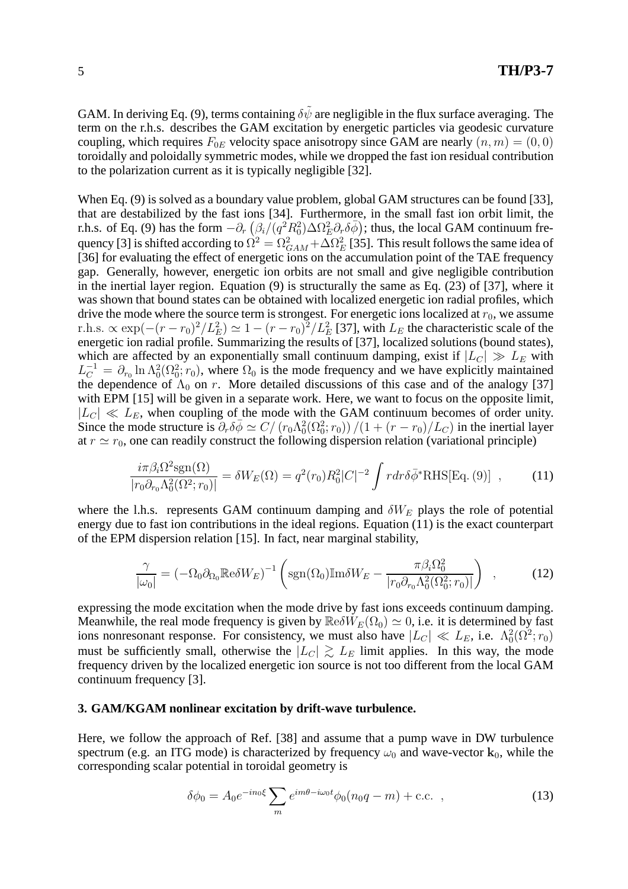GAM. In deriving Eq. (9), terms containing $\delta\tilde{\psi}$ are negligible in the flux surface averaging. The term on the r.h.s. describes the GAM excitation by energetic particles via geodesic curvature coupling, which requires $F_{0E}$ velocity space anisotropy since GAM are nearly $(n,m) = (0,0)$ toroidally and poloidally symmetric modes, while we dropped the fast ion residual contribution to the polarization current as it is typically negligible [32].

When Eq. (9) is solved as a boundary value problem, global GAM structures can be found [33], that are destabilized by the fast ions [34]. Furthermore, in the small fast ion orbit limit, the r.h.s. of Eq. (9) has the form $-\partial_r \left(\beta_i/(q^2 R_0^2)\Delta\Omega_E^2 \partial_r \delta\bar{\phi}\right)$; thus, the local GAM continuum frequency [3] is shifted according to $\Omega^2 = \Omega_{GAM}^2 + \Delta\Omega_E^2$ [35]. This result follows the same idea of [36] for evaluating the effect of energetic ions on the accumulation point of the TAE frequency gap. Generally, however, energetic ion orbits are not small and give negligible contribution in the inertial layer region. Equation (9) is structurally the same as Eq. (23) of [37], where it was shown that bound states can be obtained with localized energetic ion radial profiles, which drive the mode where the source term is strongest. For energetic ions localized at $r_0$, we assume $\text{r.h.s.} \propto \exp(-(r-r_0)^2/L_E^2) \simeq 1 - (r-r_0)^2/L_E^2$ [37], with $L_E$ the characteristic scale of the energetic ion radial profile. Summarizing the results of [37], localized solutions (bound states), which are affected by an exponentially small continuum damping, exist if $|L_C| \gg L_E$ with $L_C^{-1} = \partial_{r_0} \ln \Lambda_0^2(\Omega_0^2; r_0)$, where $\Omega_0$ is the mode frequency and we have explicitly maintained the dependence of $\Lambda_0$ on $r$. More detailed discussions of this case and of the analogy [37] with EPM [15] will be given in a separate work. Here, we want to focus on the opposite limit, $|L_C| \ll L_E$, when coupling of the mode with the GAM continuum becomes of order unity. Since the mode structure is $\partial_r \delta\bar{\phi} \simeq C/\left(r_0 \Lambda_0^2(\Omega_0^2; r_0)\right)/(1 + (r-r_0)/L_C)$ in the inertial layer at $r \simeq r_0$, one can readily construct the following dispersion relation (variational principle)

$$
\frac{i\pi\beta_i\Omega^2 \text{sgn}(\Omega)}{|r_0 \partial_{r_0} \Lambda_0^2(\Omega^2; r_0)|} = \delta W_E(\Omega) = q^2(r_0) R_0^2 |C|^{-2} \int r dr \delta\bar{\phi}^* \text{RHS}[\text{Eq. (9)}] \ , \qquad (11)
$$

where the l.h.s. represents GAM continuum damping and $\delta W_E$ plays the role of potential energy due to fast ion contributions in the ideal regions. Equation (11) is the exact counterpart of the EPM dispersion relation [15]. In fact, near marginal stability,

$$
\frac{\gamma}{|\omega_0|} = \left(-\Omega_0 \partial_{\Omega_0} \mathbb{R}\text{e}\delta W_E\right)^{-1} \left( \text{sgn}(\Omega_0) \mathbb{I}\text{m}\delta W_E - \frac{\pi\beta_i\Omega_0^2}{|r_0 \partial_{r_0} \Lambda_0^2(\Omega_0^2; r_0)|} \right) \ , \qquad (12)
$$

expressing the mode excitation when the mode drive by fast ions exceeds continuum damping. Meanwhile, the real mode frequency is given by $\mathbb{R}\text{e}\delta W_E(\Omega_0) \simeq 0$, i.e. it is determined by fast ions nonresonant response. For consistency, we must also have $|L_C| \ll L_E$, i.e. $\Lambda_0^2(\Omega^2; r_0)$ must be sufficiently small, otherwise the $|L_C| \gtrsim L_E$ limit applies. In this way, the mode frequency driven by the localized energetic ion source is not too different from the local GAM continuum frequency [3].

### 3. GAM/KGAM nonlinear excitation by drift-wave turbulence.

Here, we follow the approach of Ref. [38] and assume that a pump wave in DW turbulence spectrum (e.g. an ITG mode) is characterized by frequency $\omega_0$ and wave-vector $\mathbf{k}_0$, while the corresponding scalar potential in toroidal geometry is

$$
\delta\phi_0 = A_0 e^{-in_0\xi} \sum_m e^{im\theta - i\omega_0 t} \phi_0(n_0 q - m) + \text{c.c.} \ , \qquad (13)
$$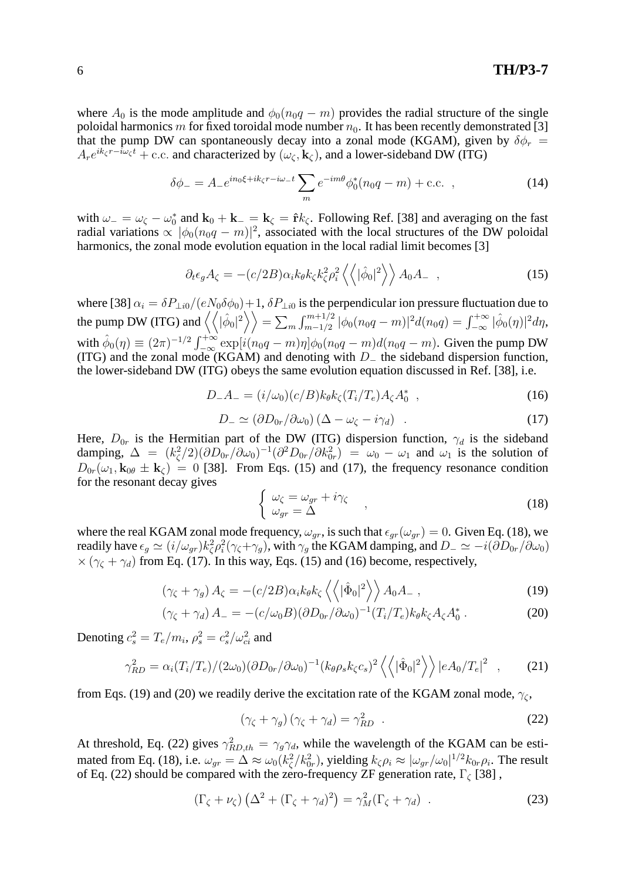where $A_0$ is the mode amplitude and $\phi_0(n_0 q - m)$ provides the radial structure of the single poloidal harmonics $m$ for fixed toroidal mode number $n_0$. It has been recently demonstrated [3] that the pump DW can spontaneously decay into a zonal mode (KGAM), given by $\delta\phi_r = A_r e^{ik_\zeta r - i\omega_\zeta t} + \text{c.c.}$ and characterized by $(\omega_\zeta, \mathbf{k}_\zeta)$, and a lower-sideband DW (ITG)

$$\delta\phi_- = A_- e^{in_0\xi + ik_\zeta r - i\omega_- t} \sum_m e^{-im\theta} \phi_0^*(n_0 q - m) + \text{c.c.} \ , \tag{14}$$

with $\omega_- = \omega_\zeta - \omega_0^*$ and $\mathbf{k}_0 + \mathbf{k}_- = \mathbf{k}_\zeta = \hat{\mathbf{r}} k_\zeta$. Following Ref. [38] and averaging on the fast radial variations $\propto |\phi_0(n_0 q - m)|^2$, associated with the local structures of the DW poloidal harmonics, the zonal mode evolution equation in the local radial limit becomes [3]

$$\partial_t \epsilon_g A_\zeta = -(c/2B)\alpha_i k_\theta k_\zeta k_\zeta^2 \rho_i^2 \left\langle\left\langle |\hat{\phi}_0|^2 \right\rangle\right\rangle A_0 A_- \ , \tag{15}$$

where [38] $\alpha_i = \delta P_{\perp i0}/(eN_0\delta\phi_0) + 1$, $\delta P_{\perp i0}$ is the perpendicular ion pressure fluctuation due to the pump DW (ITG) and $\left\langle\left\langle |\hat{\phi}_0|^2 \right\rangle\right\rangle = \sum_m \int_{m-1/2}^{m+1/2} |\phi_0(n_0 q - m)|^2 d(n_0 q) = \int_{-\infty}^{+\infty} |\hat{\phi}_0(\eta)|^2 d\eta$, with $\hat{\phi}_0(\eta) \equiv (2\pi)^{-1/2} \int_{-\infty}^{+\infty} \exp[i(n_0 q - m)\eta] \phi_0(n_0 q - m) d(n_0 q - m)$. Given the pump DW (ITG) and the zonal mode (KGAM) and denoting with $D_-$ the sideband dispersion function, the lower-sideband DW (ITG) obeys the same evolution equation discussed in Ref. [38], i.e.

$$D_- A_- = (i/\omega_0)(c/B) k_\theta k_\zeta (T_i/T_e) A_\zeta A_0^* \ , \tag{16}$$

$$D_- \simeq (\partial D_{0r}/\partial\omega_0)(\Delta - \omega_\zeta - i\gamma_d) \ . \tag{17}$$

Here, $D_{0r}$ is the Hermitian part of the DW (ITG) dispersion function, $\gamma_d$ is the sideband damping, $\Delta = (k_\zeta^2/2)(\partial D_{0r}/\partial\omega_0)^{-1}(\partial^2 D_{0r}/\partial k_{0r}^2) = \omega_0 - \omega_1$ and $\omega_1$ is the solution of $D_{0r}(\omega_1, \mathbf{k}_{0\theta} \pm \mathbf{k}_\zeta) = 0$ [38]. From Eqs. (15) and (17), the frequency resonance condition for the resonant decay gives

$$\begin{cases} \omega_\zeta = \omega_{gr} + i\gamma_\zeta \\ \omega_{gr} = \Delta \end{cases} , \tag{18}$$

where the real KGAM zonal mode frequency, $\omega_{gr}$, is such that $\epsilon_{gr}(\omega_{gr}) = 0$. Given Eq. (18), we readily have $\epsilon_g \simeq (i/\omega_{gr}) k_\zeta^2 \rho_i^2 (\gamma_\zeta + \gamma_g)$, with $\gamma_g$ the KGAM damping, and $D_- \simeq -i(\partial D_{0r}/\partial\omega_0) \times (\gamma_\zeta + \gamma_d)$ from Eq. (17). In this way, Eqs. (15) and (16) become, respectively,

$$(\gamma_\zeta + \gamma_g) A_\zeta = -(c/2B)\alpha_i k_\theta k_\zeta \left\langle\left\langle |\hat{\Phi}_0|^2 \right\rangle\right\rangle A_0 A_- \ , \tag{19}$$

$$(\gamma_\zeta + \gamma_d) A_- = -(c/\omega_0 B)(\partial D_{0r}/\partial\omega_0)^{-1}(T_i/T_e) k_\theta k_\zeta A_\zeta A_0^* \ . \tag{20}$$

Denoting $c_s^2 = T_e/m_i$, $\rho_s^2 = c_s^2/\omega_{ci}^2$ and

$$\gamma_{RD}^2 = \alpha_i (T_i/T_e)/(2\omega_0)(\partial D_{0r}/\partial\omega_0)^{-1}(k_\theta \rho_s k_\zeta c_s)^2 \left\langle\left\langle |\hat{\Phi}_0|^2 \right\rangle\right\rangle |eA_0/T_e|^2 \ , \tag{21}$$

from Eqs. (19) and (20) we readily derive the excitation rate of the KGAM zonal mode, $\gamma_\zeta$,

$$(\gamma_\zeta + \gamma_g)(\gamma_\zeta + \gamma_d) = \gamma_{RD}^2 \ . \tag{22}$$

At threshold, Eq. (22) gives $\gamma_{RD,th}^2 = \gamma_g \gamma_d$, while the wavelength of the KGAM can be estimated from Eq. (18), i.e. $\omega_{gr} = \Delta \approx \omega_0(k_\zeta^2/k_{0r}^2)$, yielding $k_\zeta \rho_i \approx |\omega_{gr}/\omega_0|^{1/2} k_{0r} \rho_i$. The result of Eq. (22) should be compared with the zero-frequency ZF generation rate, $\Gamma_\zeta$ [38] ,

$$(\Gamma_\zeta + \nu_\zeta)\left(\Delta^2 + (\Gamma_\zeta + \gamma_d)^2\right) = \gamma_M^2 (\Gamma_\zeta + \gamma_d) \ . \tag{23}$$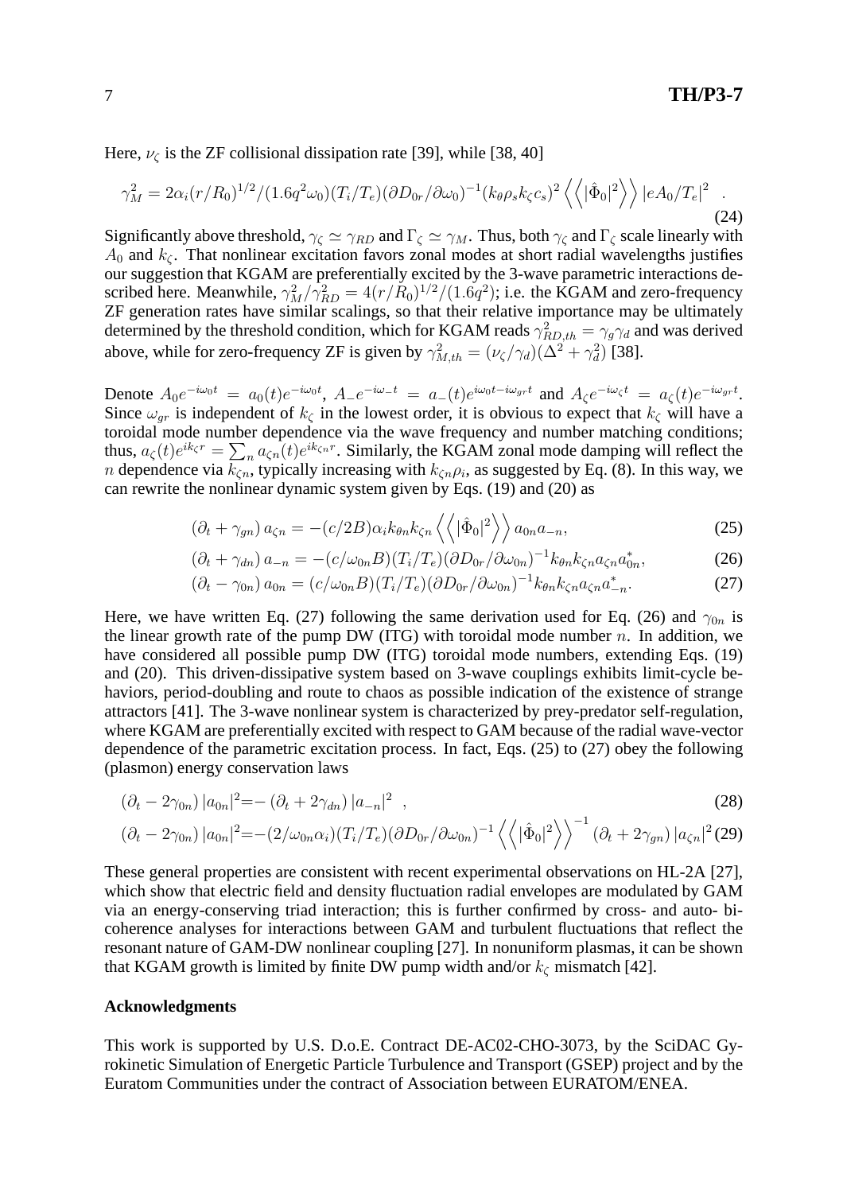Here, $\nu_\zeta$ is the ZF collisional dissipation rate [39], while [38, 40]

$$\gamma_M^2 = 2\alpha_i (r/R_0)^{1/2}/(1.6q^2\omega_0)(T_i/T_e)(\partial D_{0r}/\partial\omega_0)^{-1}(k_\theta\rho_s k_\zeta c_s)^2 \left\langle\left\langle|\hat{\Phi}_0|^2\right\rangle\right\rangle |eA_0/T_e|^2 \quad . \tag{24}$$

Significantly above threshold, $\gamma_\zeta \simeq \gamma_{RD}$ and $\Gamma_\zeta \simeq \gamma_M$. Thus, both $\gamma_\zeta$ and $\Gamma_\zeta$ scale linearly with $A_0$ and $k_\zeta$. That nonlinear excitation favors zonal modes at short radial wavelengths justifies our suggestion that KGAM are preferentially excited by the 3-wave parametric interactions described here. Meanwhile, $\gamma_M^2/\gamma_{RD}^2 = 4(r/R_0)^{1/2}/(1.6q^2)$; i.e. the KGAM and zero-frequency ZF generation rates have similar scalings, so that their relative importance may be ultimately determined by the threshold condition, which for KGAM reads $\gamma_{RD,th}^2 = \gamma_g\gamma_d$ and was derived above, while for zero-frequency ZF is given by $\gamma_{M,th}^2 = (\nu_\zeta/\gamma_d)(\Delta^2 + \gamma_d^2)$ [38].

Denote $A_0 e^{-i\omega_0 t} = a_0(t)e^{-i\omega_0 t}$, $A_- e^{-i\omega_- t} = a_-(t)e^{i\omega_0 t - i\omega_{gr} t}$ and $A_\zeta e^{-i\omega_\zeta t} = a_\zeta(t)e^{-i\omega_{gr} t}$. Since $\omega_{gr}$ is independent of $k_\zeta$ in the lowest order, it is obvious to expect that $k_\zeta$ will have a toroidal mode number dependence via the wave frequency and number matching conditions; thus, $a_\zeta(t)e^{ik_\zeta r} = \sum_n a_{\zeta n}(t)e^{ik_{\zeta n} r}$. Similarly, the KGAM zonal mode damping will reflect the $n$ dependence via $k_{\zeta n}$, typically increasing with $k_{\zeta n}\rho_i$, as suggested by Eq. (8). In this way, we can rewrite the nonlinear dynamic system given by Eqs. (19) and (20) as

$$(\partial_t + \gamma_{gn})\, a_{\zeta n} = -(c/2B)\alpha_i k_{\theta n} k_{\zeta n} \left\langle\left\langle|\hat{\Phi}_0|^2\right\rangle\right\rangle a_{0n} a_{-n}, \tag{25}$$

$$(\partial_t + \gamma_{dn})\, a_{-n} = -(c/\omega_{0n}B)(T_i/T_e)(\partial D_{0r}/\partial\omega_{0n})^{-1} k_{\theta n} k_{\zeta n} a_{\zeta n} a_{0n}^*, \tag{26}$$

$$(\partial_t - \gamma_{0n})\, a_{0n} = (c/\omega_{0n}B)(T_i/T_e)(\partial D_{0r}/\partial\omega_{0n})^{-1} k_{\theta n} k_{\zeta n} a_{\zeta n} a_{-n}^*. \tag{27}$$

Here, we have written Eq. (27) following the same derivation used for Eq. (26) and $\gamma_{0n}$ is the linear growth rate of the pump DW (ITG) with toroidal mode number $n$. In addition, we have considered all possible pump DW (ITG) toroidal mode numbers, extending Eqs. (19) and (20). This driven-dissipative system based on 3-wave couplings exhibits limit-cycle behaviors, period-doubling and route to chaos as possible indication of the existence of strange attractors [41]. The 3-wave nonlinear system is characterized by prey-predator self-regulation, where KGAM are preferentially excited with respect to GAM because of the radial wave-vector dependence of the parametric excitation process. In fact, Eqs. (25) to (27) obey the following (plasmon) energy conservation laws

$$(\partial_t - 2\gamma_{0n})\, |a_{0n}|^2 = -\,(\partial_t + 2\gamma_{dn})\, |a_{-n}|^2 \quad , \tag{28}$$

$$(\partial_t - 2\gamma_{0n})\, |a_{0n}|^2 = -(2/\omega_{0n}\alpha_i)(T_i/T_e)(\partial D_{0r}/\partial\omega_{0n})^{-1} \left\langle\left\langle|\hat{\Phi}_0|^2\right\rangle\right\rangle^{-1} (\partial_t + 2\gamma_{gn})\, |a_{\zeta n}|^2 \tag{29}$$

These general properties are consistent with recent experimental observations on HL-2A [27], which show that electric field and density fluctuation radial envelopes are modulated by GAM via an energy-conserving triad interaction; this is further confirmed by cross- and auto- bicoherence analyses for interactions between GAM and turbulent fluctuations that reflect the resonant nature of GAM-DW nonlinear coupling [27]. In nonuniform plasmas, it can be shown that KGAM growth is limited by finite DW pump width and/or $k_\zeta$ mismatch [42].

**Acknowledgments**

This work is supported by U.S. D.o.E. Contract DE-AC02-CHO-3073, by the SciDAC Gyrokinetic Simulation of Energetic Particle Turbulence and Transport (GSEP) project and by the Euratom Communities under the contract of Association between EURATOM/ENEA.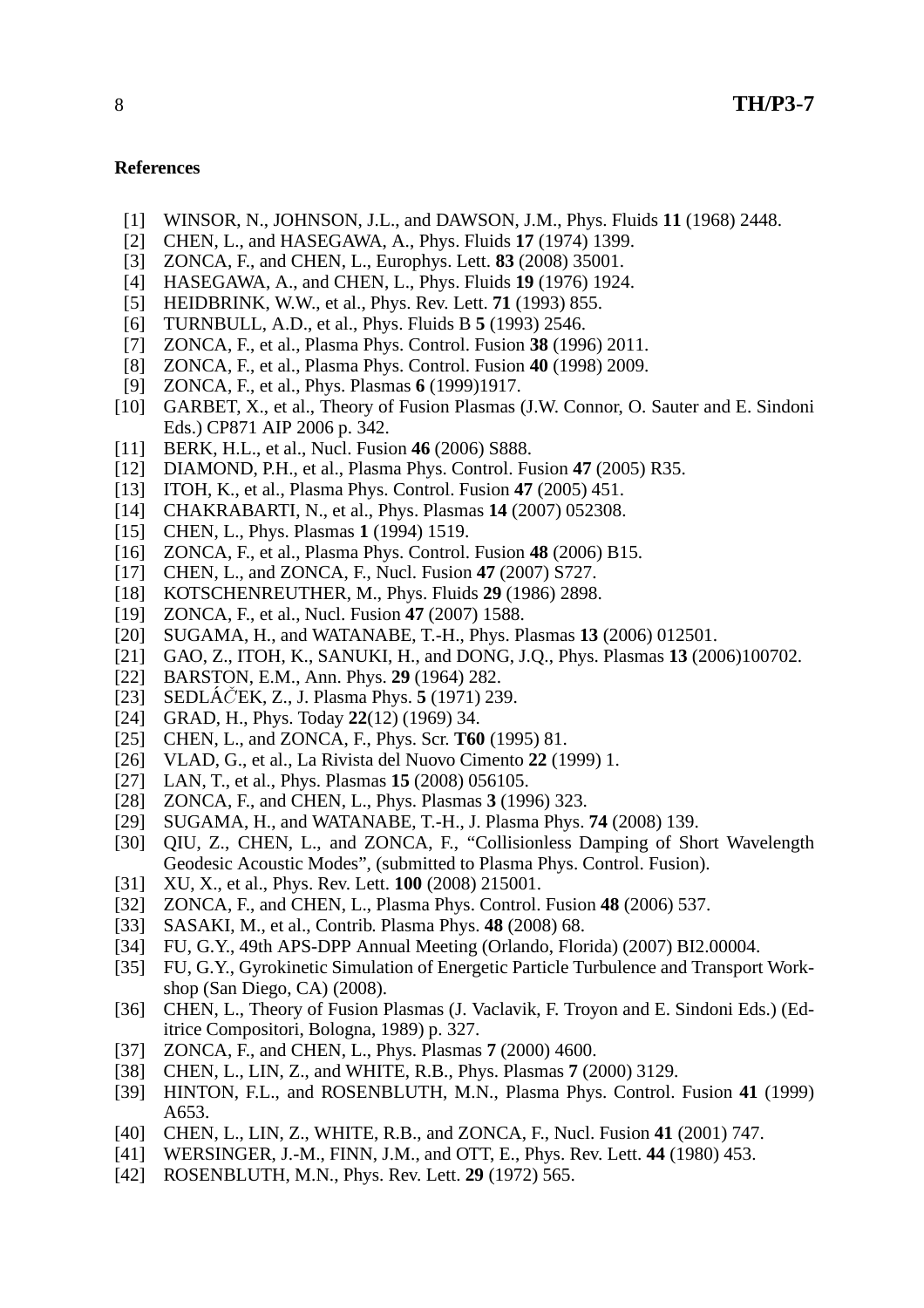## References

[1] WINSOR, N., JOHNSON, J.L., and DAWSON, J.M., Phys. Fluids **11** (1968) 2448.
[2] CHEN, L., and HASEGAWA, A., Phys. Fluids **17** (1974) 1399.
[3] ZONCA, F., and CHEN, L., Europhys. Lett. **83** (2008) 35001.
[4] HASEGAWA, A., and CHEN, L., Phys. Fluids **19** (1976) 1924.
[5] HEIDBRINK, W.W., et al., Phys. Rev. Lett. **71** (1993) 855.
[6] TURNBULL, A.D., et al., Phys. Fluids B **5** (1993) 2546.
[7] ZONCA, F., et al., Plasma Phys. Control. Fusion **38** (1996) 2011.
[8] ZONCA, F., et al., Plasma Phys. Control. Fusion **40** (1998) 2009.
[9] ZONCA, F., et al., Phys. Plasmas **6** (1999)1917.
[10] GARBET, X., et al., Theory of Fusion Plasmas (J.W. Connor, O. Sauter and E. Sindoni Eds.) CP871 AIP 2006 p. 342.
[11] BERK, H.L., et al., Nucl. Fusion **46** (2006) S888.
[12] DIAMOND, P.H., et al., Plasma Phys. Control. Fusion **47** (2005) R35.
[13] ITOH, K., et al., Plasma Phys. Control. Fusion **47** (2005) 451.
[14] CHAKRABARTI, N., et al., Phys. Plasmas **14** (2007) 052308.
[15] CHEN, L., Phys. Plasmas **1** (1994) 1519.
[16] ZONCA, F., et al., Plasma Phys. Control. Fusion **48** (2006) B15.
[17] CHEN, L., and ZONCA, F., Nucl. Fusion **47** (2007) S727.
[18] KOTSCHENREUTHER, M., Phys. Fluids **29** (1986) 2898.
[19] ZONCA, F., et al., Nucl. Fusion **47** (2007) 1588.
[20] SUGAMA, H., and WATANABE, T.-H., Phys. Plasmas **13** (2006) 012501.
[21] GAO, Z., ITOH, K., SANUKI, H., and DONG, J.Q., Phys. Plasmas **13** (2006)100702.
[22] BARSTON, E.M., Ann. Phys. **29** (1964) 282.
[23] SEDLÁČEK, Z., J. Plasma Phys. **5** (1971) 239.
[24] GRAD, H., Phys. Today **22**(12) (1969) 34.
[25] CHEN, L., and ZONCA, F., Phys. Scr. **T60** (1995) 81.
[26] VLAD, G., et al., La Rivista del Nuovo Cimento **22** (1999) 1.
[27] LAN, T., et al., Phys. Plasmas **15** (2008) 056105.
[28] ZONCA, F., and CHEN, L., Phys. Plasmas **3** (1996) 323.
[29] SUGAMA, H., and WATANABE, T.-H., J. Plasma Phys. **74** (2008) 139.
[30] QIU, Z., CHEN, L., and ZONCA, F., "Collisionless Damping of Short Wavelength Geodesic Acoustic Modes", (submitted to Plasma Phys. Control. Fusion).
[31] XU, X., et al., Phys. Rev. Lett. **100** (2008) 215001.
[32] ZONCA, F., and CHEN, L., Plasma Phys. Control. Fusion **48** (2006) 537.
[33] SASAKI, M., et al., Contrib. Plasma Phys. **48** (2008) 68.
[34] FU, G.Y., 49th APS-DPP Annual Meeting (Orlando, Florida) (2007) BI2.00004.
[35] FU, G.Y., Gyrokinetic Simulation of Energetic Particle Turbulence and Transport Workshop (San Diego, CA) (2008).
[36] CHEN, L., Theory of Fusion Plasmas (J. Vaclavik, F. Troyon and E. Sindoni Eds.) (Editrice Compositori, Bologna, 1989) p. 327.
[37] ZONCA, F., and CHEN, L., Phys. Plasmas **7** (2000) 4600.
[38] CHEN, L., LIN, Z., and WHITE, R.B., Phys. Plasmas **7** (2000) 3129.
[39] HINTON, F.L., and ROSENBLUTH, M.N., Plasma Phys. Control. Fusion **41** (1999) A653.
[40] CHEN, L., LIN, Z., WHITE, R.B., and ZONCA, F., Nucl. Fusion **41** (2001) 747.
[41] WERSINGER, J.-M., FINN, J.M., and OTT, E., Phys. Rev. Lett. **44** (1980) 453.
[42] ROSENBLUTH, M.N., Phys. Rev. Lett. **29** (1972) 565.